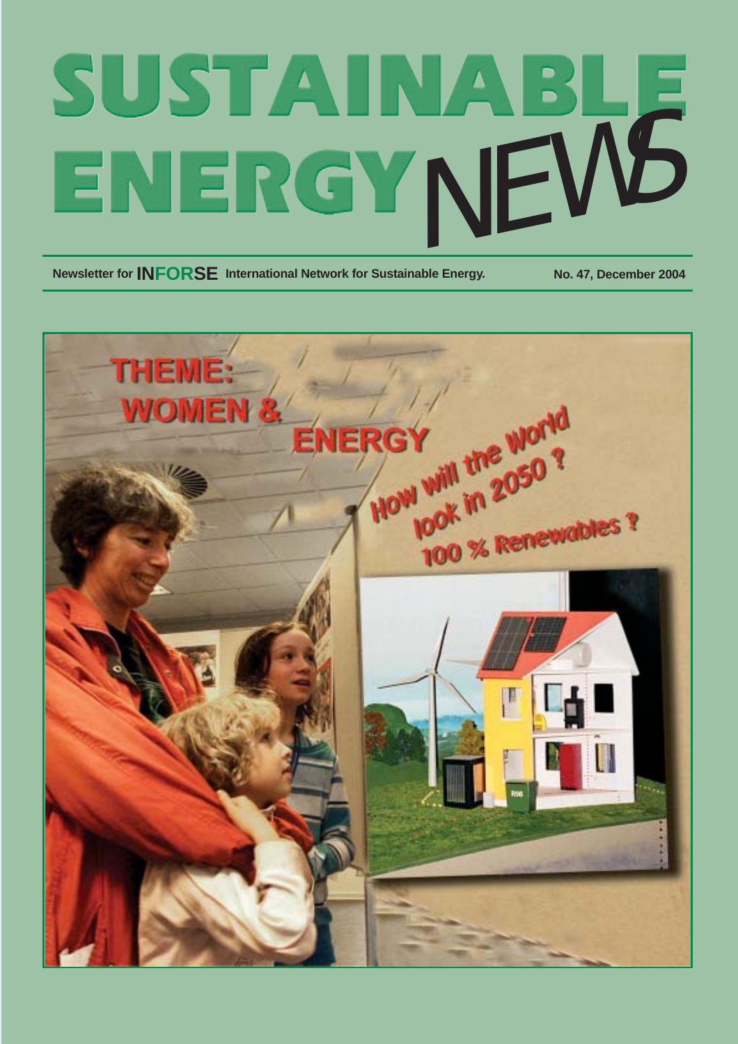# SUSTAINABLE ENERGY NEWS

**Newsletter for INFORSE International Network for Sustainable Energy.** **No. 47, December 2004**

## THEME: WOMEN & ENERGY

How will the World look in 2050 ?

100 % Renewables ?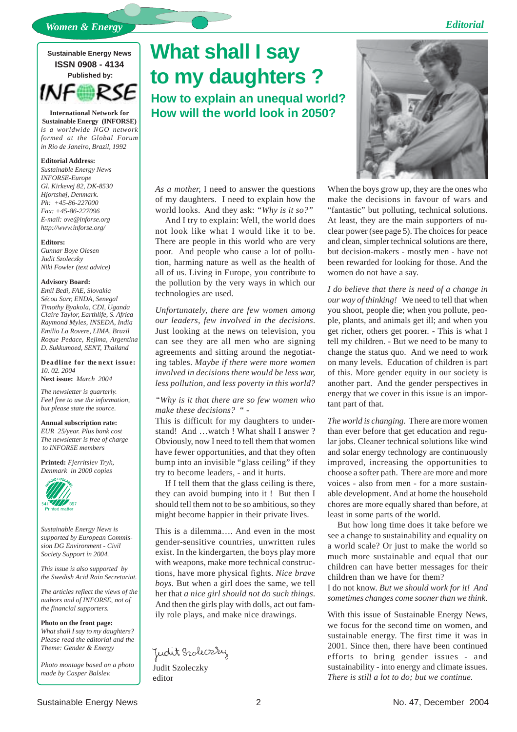**Sustainable Energy News**
**ISSN 0908 - 4134**
**Published by:**

INFORSE

**International Network for Sustainable Energy (INFORSE)**
*is a worldwide NGO network formed at the Global Forum in Rio de Janeiro, Brazil, 1992*

**Editorial Address:**
*Sustainable Energy News*
*INFORSE-Europe*
*Gl. Kirkevej 82, DK-8530*
*Hjortshøj, Denmark.*
*Ph: +45-86-227000*
*Fax: +45-86-227096*
*E-mail: ove@inforse.org*
*http://www.inforse.org/*

**Editors:**
*Gunnar Boye Olesen*
*Judit Szoleczky*
*Niki Fowler (text advice)*

**Advisory Board:**
*Emil Bedi, FAE, Slovakia*
*Sécou Sarr, ENDA, Senegal*
*Timothy Byakola, CDI, Uganda*
*Claire Taylor, Earthlife, S. Africa*
*Raymond Myles, INSEDA, India*
*Emilio La Rovere, LIMA, Brazil*
*Roque Pedace, Rejima, Argentina*
*D. Sukkumoed, SENT, Thailand*

**Deadline for the next issue:**
*10. 02. 2004*
**Next issue:** *March 2004*

*The newsletter is quarterly. Feel free to use the information, but please state the source.*

**Annual subscription rate:**
*EUR 25/year. Plus bank cost*
*The newsletter is free of charge to INFORSE members*

**Printed:** *Fjerritslev Tryk, Denmark in 2000 copies*

Nordic Ecolabel 541 357 Printed matter

*Sustainable Energy News is supported by European Commission DG Environment - Civil Society Support in 2004.*

*This issue is also supported by the Swedish Acid Rain Secretariat.*

*The articles reflect the views of the authors and of INFORSE, not of the financial supporters.*

**Photo on the front page:**
*What shall I say to my daughters? Please read the editorial and the Theme: Gender & Energy*

*Photo montage based on a photo made by Casper Balslev.*

# What shall I say to my daughters ?

## How to explain an unequal world? How will the world look in 2050?

*As a mother,* I need to answer the questions of my daughters. I need to explain how the world looks. And they ask: *"Why is it so?"*

And I try to explain: Well, the world does not look like what I would like it to be. There are people in this world who are very poor. And people who cause a lot of pollution, harming nature as well as the health of all of us. Living in Europe, you contribute to the pollution by the very ways in which our technologies are used.

*Unfortunately, there are few women among our leaders, few involved in the decisions.* Just looking at the news on television, you can see they are all men who are signing agreements and sitting around the negotiating tables. *Maybe if there were more women involved in decisions there would be less war, less pollution, and less poverty in this world?*

*"Why is it that there are so few women who make these decisions?* " -
This is difficult for my daughters to understand! And …watch ! What shall I answer ? Obviously, now I need to tell them that women have fewer opportunities, and that they often bump into an invisible "glass ceiling" if they try to become leaders, - and it hurts.

If I tell them that the glass ceiling is there, they can avoid bumping into it ! But then I should tell them not to be so ambitious, so they might become happier in their private lives.

This is a dilemma…. And even in the most gender-sensitive countries, unwritten rules exist. In the kindergarten, the boys play more with weapons, make more technical constructions, have more physical fights. *Nice brave boys.* But when a girl does the same, we tell her that *a nice girl should not do such things.* And then the girls play with dolls, act out family role plays, and make nice drawings.

When the boys grow up, they are the ones who make the decisions in favour of wars and "fantastic" but polluting, technical solutions. At least, they are the main supporters of nuclear power (see page 5). The choices for peace and clean, simpler technical solutions are there, but decision-makers - mostly men - have not been rewarded for looking for those. And the women do not have a say.

*I do believe that there is need of a change in our way of thinking!* We need to tell that when you shoot, people die; when you pollute, people, plants, and animals get ill; and when you get richer, others get poorer. - This is what I tell my children. - But we need to be many to change the status quo. And we need to work on many levels. Education of children is part of this. More gender equity in our society is another part. And the gender perspectives in energy that we cover in this issue is an important part of that.

*The world is changing.* There are more women than ever before that get education and regular jobs. Cleaner technical solutions like wind and solar energy technology are continuously improved, increasing the opportunities to choose a softer path. There are more and more voices - also from men - for a more sustainable development. And at home the household chores are more equally shared than before, at least in some parts of the world.

But how long time does it take before we see a change to sustainability and equality on a world scale? Or just to make the world so much more sustainable and equal that our children can have better messages for their children than we have for them?

I do not know. *But we should work for it! And sometimes changes come sooner than we think.*

With this issue of Sustainable Energy News, we focus for the second time on women, and sustainable energy. The first time it was in 2001. Since then, there have been continued efforts to bring gender issues - and sustainability - into energy and climate issues. *There is still a lot to do; but we continue.*

Judit Szoleczky
editor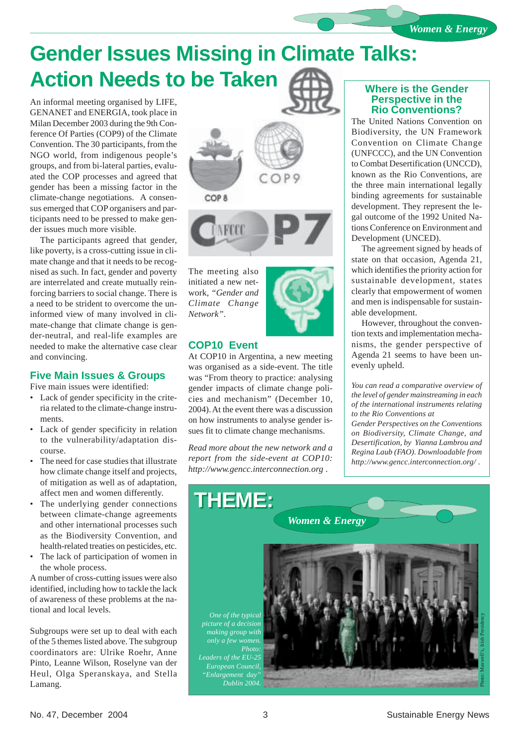# Gender Issues Missing in Climate Talks: Action Needs to be Taken

An informal meeting organised by LIFE, GENANET and ENERGIA, took place in Milan December 2003 during the 9th Conference Of Parties (COP9) of the Climate Convention. The 30 participants, from the NGO world, from indigenous people's groups, and from bi-lateral parties, evaluated the COP processes and agreed that gender has been a missing factor in the climate-change negotiations. A consensus emerged that COP organisers and participants need to be pressed to make gender issues much more visible.

The participants agreed that gender, like poverty, is a cross-cutting issue in climate change and that it needs to be recognised as such. In fact, gender and poverty are interrelated and create mutually reinforcing barriers to social change. There is a need to be strident to overcome the uninformed view of many involved in climate-change that climate change is gender-neutral, and real-life examples are needed to make the alternative case clear and convincing.

## Five Main Issues & Groups

Five main issues were identified:

- Lack of gender specificity in the criteria related to the climate-change instruments.
- Lack of gender specificity in relation to the vulnerability/adaptation discourse.
- The need for case studies that illustrate how climate change itself and projects, of mitigation as well as of adaptation, affect men and women differently.
- The underlying gender connections between climate-change agreements and other international processes such as the Biodiversity Convention, and health-related treaties on pesticides, etc.
- The lack of participation of women in the whole process.

A number of cross-cutting issues were also identified, including how to tackle the lack of awareness of these problems at the national and local levels.

Subgroups were set up to deal with each of the 5 themes listed above. The subgroup coordinators are: Ulrike Roehr, Anne Pinto, Leanne Wilson, Roselyne van der Heul, Olga Speranskaya, and Stella Lamang.

The meeting also initiated a new network, *"Gender and Climate Change Network"*.

## COP10 Event

At COP10 in Argentina, a new meeting was organised as a side-event. The title was "From theory to practice: analysing gender impacts of climate change policies and mechanism" (December 10, 2004). At the event there was a discussion on how instruments to analyse gender issues fit to climate change mechanisms.

*Read more about the new network and a report from the side-event at COP10: http://www.gencc.interconnection.org .*

## Where is the Gender Perspective in the Rio Conventions?

The United Nations Convention on Biodiversity, the UN Framework Convention on Climate Change (UNFCCC), and the UN Convention to Combat Desertification (UNCCD), known as the Rio Conventions, are the three main international legally binding agreements for sustainable development. They represent the legal outcome of the 1992 United Nations Conference on Environment and Development (UNCED).

The agreement signed by heads of state on that occasion, Agenda 21, which identifies the priority action for sustainable development, states clearly that empowerment of women and men is indispensable for sustainable development.

However, throughout the convention texts and implementation mechanisms, the gender perspective of Agenda 21 seems to have been unevenly upheld.

*You can read a comparative overview of the level of gender mainstreaming in each of the international instruments relating to the Rio Conventions at Gender Perspectives on the Conventions on Biodiversity, Climate Change, and Desertification, by Yianna Lambrou and Regina Laub (FAO). Downloadable from http://www.gencc.interconnection.org/ .*

## THEME: *Women & Energy*

*One of the typical picture of a decision making group with only a few women. Photo: Leaders of the EU-25 European Council, "Enlargement day" Dublin 2004.*

Photo: Maxwell's, Irish Presidency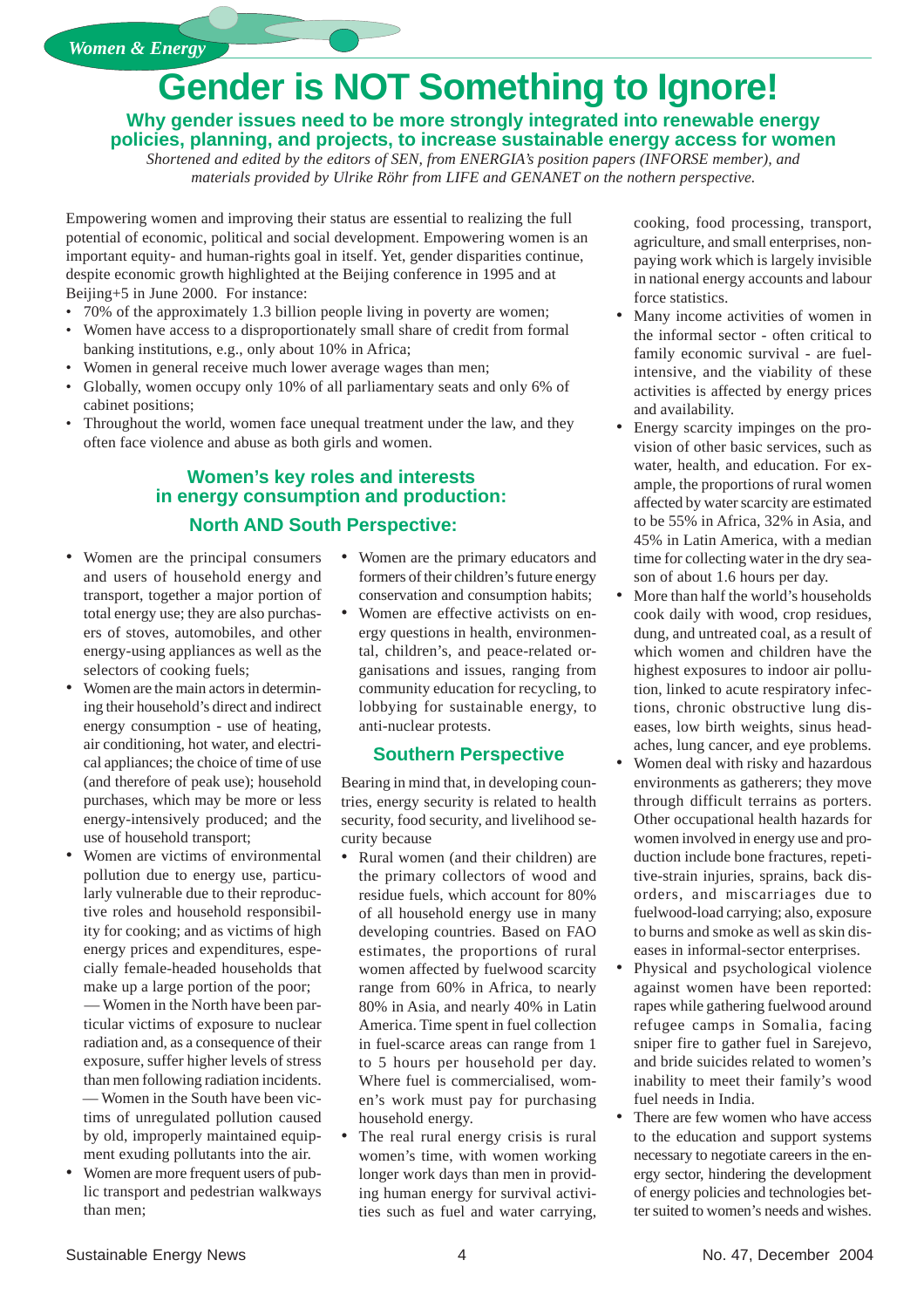*Women & Energy*

# Gender is NOT Something to Ignore!

### Why gender issues need to be more strongly integrated into renewable energy policies, planning, and projects, to increase sustainable energy access for women

*Shortened and edited by the editors of SEN, from ENERGIA's position papers (INFORSE member), and materials provided by Ulrike Röhr from LIFE and GENANET on the nothern perspective.*

Empowering women and improving their status are essential to realizing the full potential of economic, political and social development. Empowering women is an important equity- and human-rights goal in itself. Yet, gender disparities continue, despite economic growth highlighted at the Beijing conference in 1995 and at Beijing+5 in June 2000. For instance:

- 70% of the approximately 1.3 billion people living in poverty are women;
- Women have access to a disproportionately small share of credit from formal banking institutions, e.g., only about 10% in Africa;
- Women in general receive much lower average wages than men;
- Globally, women occupy only 10% of all parliamentary seats and only 6% of cabinet positions;
- Throughout the world, women face unequal treatment under the law, and they often face violence and abuse as both girls and women.

## Women's key roles and interests in energy consumption and production:

## North AND South Perspective:

- Women are the principal consumers and users of household energy and transport, together a major portion of total energy use; they are also purchasers of stoves, automobiles, and other energy-using appliances as well as the selectors of cooking fuels;
- Women are the main actors in determining their household's direct and indirect energy consumption - use of heating, air conditioning, hot water, and electrical appliances; the choice of time of use (and therefore of peak use); household purchases, which may be more or less energy-intensively produced; and the use of household transport;
- Women are victims of environmental pollution due to energy use, particularly vulnerable due to their reproductive roles and household responsibility for cooking; and as victims of high energy prices and expenditures, especially female-headed households that make up a large portion of the poor;
  — Women in the North have been particular victims of exposure to nuclear radiation and, as a consequence of their exposure, suffer higher levels of stress than men following radiation incidents.
  — Women in the South have been victims of unregulated pollution caused by old, improperly maintained equipment exuding pollutants into the air.
- Women are more frequent users of public transport and pedestrian walkways than men;
- Women are the primary educators and formers of their children's future energy conservation and consumption habits;
- Women are effective activists on energy questions in health, environmental, children's, and peace-related organisations and issues, ranging from community education for recycling, to lobbying for sustainable energy, to anti-nuclear protests.

## Southern Perspective

Bearing in mind that, in developing countries, energy security is related to health security, food security, and livelihood security because

- Rural women (and their children) are the primary collectors of wood and residue fuels, which account for 80% of all household energy use in many developing countries. Based on FAO estimates, the proportions of rural women affected by fuelwood scarcity range from 60% in Africa, to nearly 80% in Asia, and nearly 40% in Latin America. Time spent in fuel collection in fuel-scarce areas can range from 1 to 5 hours per household per day. Where fuel is commercialised, women's work must pay for purchasing household energy.
- The real rural energy crisis is rural women's time, with women working longer work days than men in providing human energy for survival activities such as fuel and water carrying, cooking, food processing, transport, agriculture, and small enterprises, non-paying work which is largely invisible in national energy accounts and labour force statistics.
- Many income activities of women in the informal sector - often critical to family economic survival - are fuel-intensive, and the viability of these activities is affected by energy prices and availability.
- Energy scarcity impinges on the provision of other basic services, such as water, health, and education. For example, the proportions of rural women affected by water scarcity are estimated to be 55% in Africa, 32% in Asia, and 45% in Latin America, with a median time for collecting water in the dry season of about 1.6 hours per day.
- More than half the world's households cook daily with wood, crop residues, dung, and untreated coal, as a result of which women and children have the highest exposures to indoor air pollution, linked to acute respiratory infections, chronic obstructive lung diseases, low birth weights, sinus headaches, lung cancer, and eye problems.
- Women deal with risky and hazardous environments as gatherers; they move through difficult terrains as porters. Other occupational health hazards for women involved in energy use and production include bone fractures, repetitive-strain injuries, sprains, back disorders, and miscarriages due to fuelwood-load carrying; also, exposure to burns and smoke as well as skin diseases in informal-sector enterprises.
- Physical and psychological violence against women have been reported: rapes while gathering fuelwood around refugee camps in Somalia, facing sniper fire to gather fuel in Sarejevo, and bride suicides related to women's inability to meet their family's wood fuel needs in India.
- There are few women who have access to the education and support systems necessary to negotiate careers in the energy sector, hindering the development of energy policies and technologies better suited to women's needs and wishes.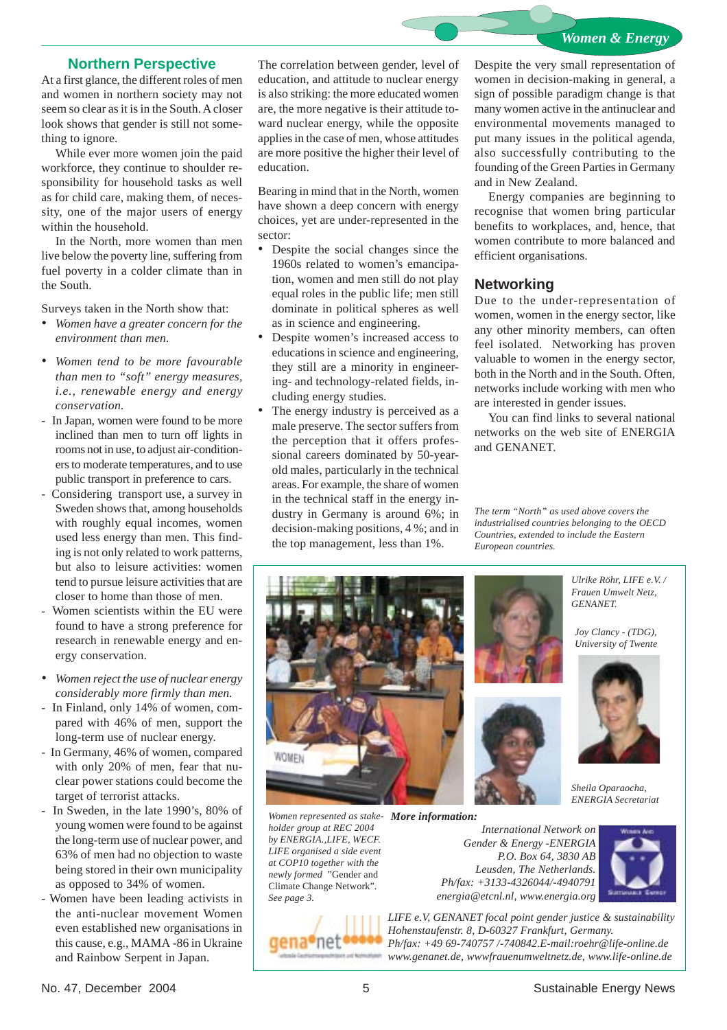## Northern Perspective

At a first glance, the different roles of men and women in northern society may not seem so clear as it is in the South. A closer look shows that gender is still not something to ignore.

While ever more women join the paid workforce, they continue to shoulder responsibility for household tasks as well as for child care, making them, of necessity, one of the major users of energy within the household.

In the North, more women than men live below the poverty line, suffering from fuel poverty in a colder climate than in the South.

Surveys taken in the North show that:

- *Women have a greater concern for the environment than men.*
- *Women tend to be more favourable than men to "soft" energy measures, i.e., renewable energy and energy conservation.*
  - In Japan, women were found to be more inclined than men to turn off lights in rooms not in use, to adjust air-conditioners to moderate temperatures, and to use public transport in preference to cars.
  - Considering transport use, a survey in Sweden shows that, among households with roughly equal incomes, women used less energy than men. This finding is not only related to work patterns, but also to leisure activities: women tend to pursue leisure activities that are closer to home than those of men.
  - Women scientists within the EU were found to have a strong preference for research in renewable energy and energy conservation.
- *Women reject the use of nuclear energy considerably more firmly than men.*
  - In Finland, only 14% of women, compared with 46% of men, support the long-term use of nuclear energy.
  - In Germany, 46% of women, compared with only 20% of men, fear that nuclear power stations could become the target of terrorist attacks.
  - In Sweden, in the late 1990's, 80% of young women were found to be against the long-term use of nuclear power, and 63% of men had no objection to waste being stored in their own municipality as opposed to 34% of women.
  - Women have been leading activists in the anti-nuclear movement Women even established new organisations in this cause, e.g., MAMA -86 in Ukraine and Rainbow Serpent in Japan.

The correlation between gender, level of education, and attitude to nuclear energy is also striking: the more educated women are, the more negative is their attitude toward nuclear energy, while the opposite applies in the case of men, whose attitudes are more positive the higher their level of education.

Bearing in mind that in the North, women have shown a deep concern with energy choices, yet are under-represented in the sector:

- Despite the social changes since the 1960s related to women's emancipation, women and men still do not play equal roles in the public life; men still dominate in political spheres as well as in science and engineering.
- Despite women's increased access to educations in science and engineering, they still are a minority in engineering- and technology-related fields, including energy studies.
- The energy industry is perceived as a male preserve. The sector suffers from the perception that it offers professional careers dominated by 50-year-old males, particularly in the technical areas. For example, the share of women in the technical staff in the energy industry in Germany is around 6%; in decision-making positions, 4 %; and in the top management, less than 1%.

Despite the very small representation of women in decision-making in general, a sign of possible paradigm change is that many women active in the antinuclear and environmental movements managed to put many issues in the political agenda, also successfully contributing to the founding of the Green Parties in Germany and in New Zealand.

Energy companies are beginning to recognise that women bring particular benefits to workplaces, and, hence, that women contribute to more balanced and efficient organisations.

## Networking

Due to the under-representation of women, women in the energy sector, like any other minority members, can often feel isolated. Networking has proven valuable to women in the energy sector, both in the North and in the South. Often, networks include working with men who are interested in gender issues.

You can find links to several national networks on the web site of ENERGIA and GENANET.

*The term "North" as used above covers the industrialised countries belonging to the OECD Countries, extended to include the Eastern European countries.*

*Women represented as stakeholder group at REC 2004 by ENERGIA.,LIFE, WECF. LIFE organised a side event at COP10 together with the newly formed* "Gender and Climate Change Network". *See page 3.*

*Ulrike Röhr, LIFE e.V. / Frauen Umwelt Netz, GENANET.*

*Joy Clancy - (TDG), University of Twente*

*Sheila Oparaocha, ENERGIA Secretariat*

***More information:***

*International Network on Gender & Energy -ENERGIA*
*P.O. Box 64, 3830 AB Leusden, The Netherlands.*
*Ph/fax: +3133-4326044/-4940791*
*energia@etcnl.nl, www.energia.org*

*LIFE e.V, GENANET focal point gender justice & sustainability*
*Hohenstaufenstr. 8, D-60327 Frankfurt, Germany.*
*Ph/fax: +49 69-740757 /-740842.E-mail:roehr@life-online.de*
*www.genanet.de, wwwfrauenumweltnetz.de, www.life-online.de*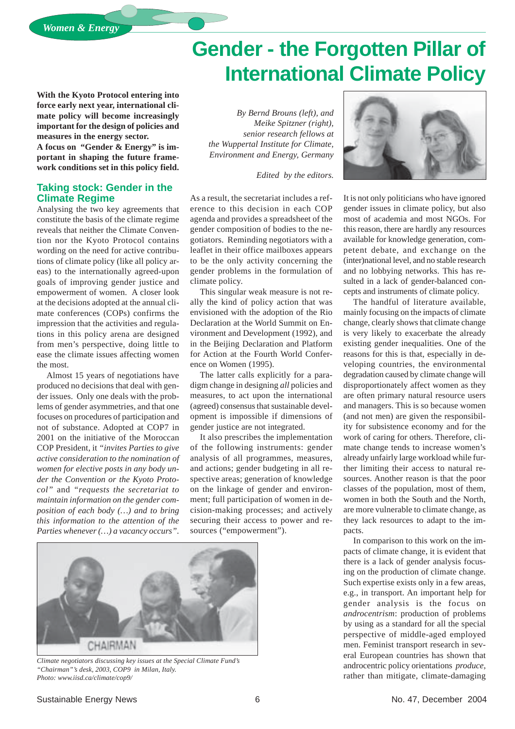# Gender - the Forgotten Pillar of International Climate Policy

**With the Kyoto Protocol entering into force early next year, international climate policy will become increasingly important for the design of policies and measures in the energy sector.**
**A focus on "Gender & Energy" is important in shaping the future framework conditions set in this policy field.**

*By Bernd Brouns (left), and Meike Spitzner (right), senior research fellows at the Wuppertal Institute for Climate, Environment and Energy, Germany*

*Edited by the editors.*

## Taking stock: Gender in the Climate Regime

Analysing the two key agreements that constitute the basis of the climate regime reveals that neither the Climate Convention nor the Kyoto Protocol contains wording on the need for active contributions of climate policy (like all policy areas) to the internationally agreed-upon goals of improving gender justice and empowerment of women. A closer look at the decisions adopted at the annual climate conferences (COPs) confirms the impression that the activities and regulations in this policy arena are designed from men's perspective, doing little to ease the climate issues affecting women the most.

Almost 15 years of negotiations have produced no decisions that deal with gender issues. Only one deals with the problems of gender asymmetries, and that one focuses on procedures of participation and not of substance. Adopted at COP7 in 2001 on the initiative of the Moroccan COP President, it *"invites Parties to give active consideration to the nomination of women for elective posts in any body under the Convention or the Kyoto Protocol"* and *"requests the secretariat to maintain information on the gender composition of each body (…) and to bring this information to the attention of the Parties whenever (…) a vacancy occurs".*

As a result, the secretariat includes a reference to this decision in each COP agenda and provides a spreadsheet of the gender composition of bodies to the negotiators. Reminding negotiators with a leaflet in their office mailboxes appears to be the only activity concerning the gender problems in the formulation of climate policy.

This singular weak measure is not really the kind of policy action that was envisioned with the adoption of the Rio Declaration at the World Summit on Environment and Development (1992), and in the Beijing Declaration and Platform for Action at the Fourth World Conference on Women (1995).

The latter calls explicitly for a paradigm change in designing *all* policies and measures, to act upon the international (agreed) consensus that sustainable development is impossible if dimensions of gender justice are not integrated.

It also prescribes the implementation of the following instruments: gender analysis of all programmes, measures, and actions; gender budgeting in all respective areas; generation of knowledge on the linkage of gender and environment; full participation of women in decision-making processes; and actively securing their access to power and resources ("empowerment").

*Climate negotiators discussing key issues at the Special Climate Fund's "Chairman"'s desk, 2003, COP9 in Milan, Italy. Photo: www.iisd.ca/climate/cop9/*

It is not only politicians who have ignored gender issues in climate policy, but also most of academia and most NGOs. For this reason, there are hardly any resources available for knowledge generation, competent debate, and exchange on the (inter)national level, and no stable research and no lobbying networks. This has resulted in a lack of gender-balanced concepts and instruments of climate policy.

The handful of literature available, mainly focusing on the impacts of climate change, clearly shows that climate change is very likely to exacerbate the already existing gender inequalities. One of the reasons for this is that, especially in developing countries, the environmental degradation caused by climate change will disproportionately affect women as they are often primary natural resource users and managers. This is so because women (and not men) are given the responsibility for subsistence economy and for the work of caring for others. Therefore, climate change tends to increase women's already unfairly large workload while further limiting their access to natural resources. Another reason is that the poor classes of the population, most of them, women in both the South and the North, are more vulnerable to climate change, as they lack resources to adapt to the impacts.

In comparison to this work on the impacts of climate change, it is evident that there is a lack of gender analysis focusing on the production of climate change. Such expertise exists only in a few areas, e.g., in transport. An important help for gender analysis is the focus on *androcentrism*: production of problems by using as a standard for all the special perspective of middle-aged employed men. Feminist transport research in several European countries has shown that androcentric policy orientations *produce*, rather than mitigate, climate-damaging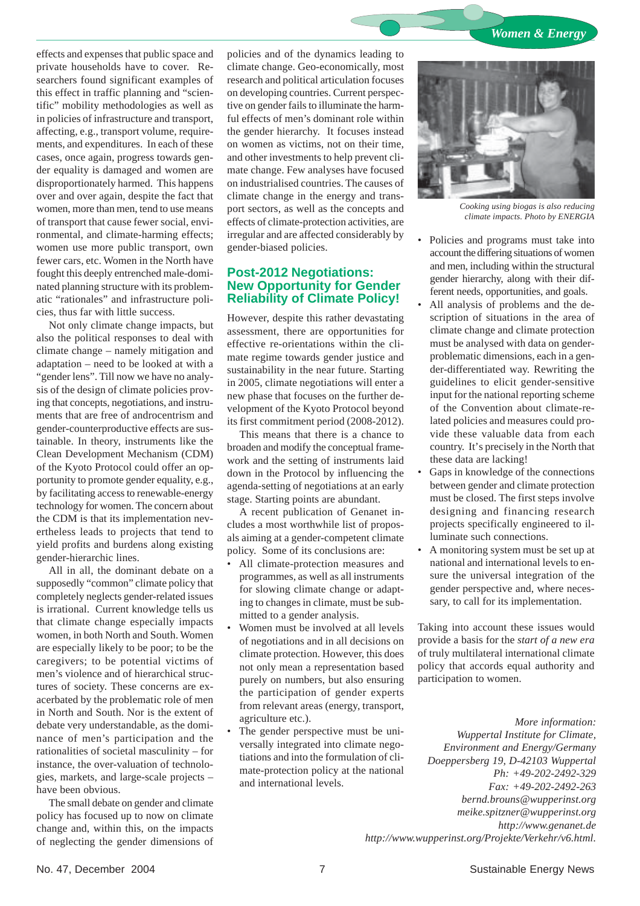effects and expenses that public space and private households have to cover. Researchers found significant examples of this effect in traffic planning and "scientific" mobility methodologies as well as in policies of infrastructure and transport, affecting, e.g., transport volume, requirements, and expenditures. In each of these cases, once again, progress towards gender equality is damaged and women are disproportionately harmed. This happens over and over again, despite the fact that women, more than men, tend to use means of transport that cause fewer social, environmental, and climate-harming effects; women use more public transport, own fewer cars, etc. Women in the North have fought this deeply entrenched male-dominated planning structure with its problematic "rationales" and infrastructure policies, thus far with little success.

Not only climate change impacts, but also the political responses to deal with climate change – namely mitigation and adaptation – need to be looked at with a "gender lens". Till now we have no analysis of the design of climate policies proving that concepts, negotiations, and instruments that are free of androcentrism and gender-counterproductive effects are sustainable. In theory, instruments like the Clean Development Mechanism (CDM) of the Kyoto Protocol could offer an opportunity to promote gender equality, e.g., by facilitating access to renewable-energy technology for women. The concern about the CDM is that its implementation nevertheless leads to projects that tend to yield profits and burdens along existing gender-hierarchic lines.

All in all, the dominant debate on a supposedly "common" climate policy that completely neglects gender-related issues is irrational. Current knowledge tells us that climate change especially impacts women, in both North and South. Women are especially likely to be poor; to be the caregivers; to be potential victims of men's violence and of hierarchical structures of society. These concerns are exacerbated by the problematic role of men in North and South. Nor is the extent of debate very understandable, as the dominance of men's participation and the rationalities of societal masculinity – for instance, the over-valuation of technologies, markets, and large-scale projects – have been obvious.

The small debate on gender and climate policy has focused up to now on climate change and, within this, on the impacts of neglecting the gender dimensions of policies and of the dynamics leading to climate change. Geo-economically, most research and political articulation focuses on developing countries. Current perspective on gender fails to illuminate the harmful effects of men's dominant role within the gender hierarchy. It focuses instead on women as victims, not on their time, and other investments to help prevent climate change. Few analyses have focused on industrialised countries. The causes of climate change in the energy and transport sectors, as well as the concepts and effects of climate-protection activities, are irregular and are affected considerably by gender-biased policies.

## Post-2012 Negotiations: New Opportunity for Gender Reliability of Climate Policy!

However, despite this rather devastating assessment, there are opportunities for effective re-orientations within the climate regime towards gender justice and sustainability in the near future. Starting in 2005, climate negotiations will enter a new phase that focuses on the further development of the Kyoto Protocol beyond its first commitment period (2008-2012).

This means that there is a chance to broaden and modify the conceptual framework and the setting of instruments laid down in the Protocol by influencing the agenda-setting of negotiations at an early stage. Starting points are abundant.

A recent publication of Genanet includes a most worthwhile list of proposals aiming at a gender-competent climate policy. Some of its conclusions are:

- All climate-protection measures and programmes, as well as all instruments for slowing climate change or adapting to changes in climate, must be submitted to a gender analysis.
- Women must be involved at all levels of negotiations and in all decisions on climate protection. However, this does not only mean a representation based purely on numbers, but also ensuring the participation of gender experts from relevant areas (energy, transport, agriculture etc.).
- The gender perspective must be universally integrated into climate negotiations and into the formulation of climate-protection policy at the national and international levels.

*Cooking using biogas is also reducing climate impacts. Photo by ENERGIA*

- Policies and programs must take into account the differing situations of women and men, including within the structural gender hierarchy, along with their different needs, opportunities, and goals.
- All analysis of problems and the description of situations in the area of climate change and climate protection must be analysed with data on gender-problematic dimensions, each in a gender-differentiated way. Rewriting the guidelines to elicit gender-sensitive input for the national reporting scheme of the Convention about climate-related policies and measures could provide these valuable data from each country. It's precisely in the North that these data are lacking!
- Gaps in knowledge of the connections between gender and climate protection must be closed. The first steps involve designing and financing research projects specifically engineered to illuminate such connections.
- A monitoring system must be set up at national and international levels to ensure the universal integration of the gender perspective and, where necessary, to call for its implementation.

Taking into account these issues would provide a basis for the *start of a new era* of truly multilateral international climate policy that accords equal authority and participation to women.

*More information:*
*Wuppertal Institute for Climate, Environment and Energy/Germany*
*Doeppersberg 19, D-42103 Wuppertal*
*Ph: +49-202-2492-329*
*Fax: +49-202-2492-263*
*bernd.brouns@wupperinst.org*
*meike.spitzner@wupperinst.org*
*http://www.genanet.de*
*http://www.wupperinst.org/Projekte/Verkehr/v6.html.*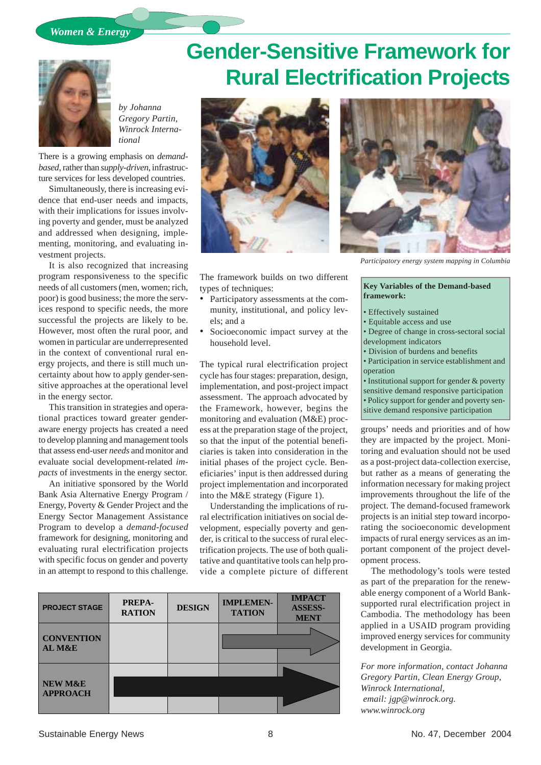*Women & Energy*

# Gender-Sensitive Framework for Rural Electrification Projects

*by Johanna Gregory Partin, Winrock International*

There is a growing emphasis on *demand-based*, rather than *supply-driven*, infrastructure services for less developed countries.

Simultaneously, there is increasing evidence that end-user needs and impacts, with their implications for issues involving poverty and gender, must be analyzed and addressed when designing, implementing, monitoring, and evaluating investment projects.

It is also recognized that increasing program responsiveness to the specific needs of all customers (men, women; rich, poor) is good business; the more the services respond to specific needs, the more successful the projects are likely to be. However, most often the rural poor, and women in particular are underrepresented in the context of conventional rural energy projects, and there is still much uncertainty about how to apply gender-sensitive approaches at the operational level in the energy sector.

This transition in strategies and operational practices toward greater gender-aware energy projects has created a need to develop planning and management tools that assess end-user *needs* and monitor and evaluate social development-related *impacts* of investments in the energy sector.

An initiative sponsored by the World Bank Asia Alternative Energy Program / Energy, Poverty & Gender Project and the Energy Sector Management Assistance Program to develop a *demand-focused* framework for designing, monitoring and evaluating rural electrification projects with specific focus on gender and poverty in an attempt to respond to this challenge.

*Participatory energy system mapping in Columbia*

The framework builds on two different types of techniques:

- Participatory assessments at the community, institutional, and policy levels; and a
- Socioeconomic impact survey at the household level.

The typical rural electrification project cycle has four stages: preparation, design, implementation, and post-project impact assessment. The approach advocated by the Framework, however, begins the monitoring and evaluation (M&E) process at the preparation stage of the project, so that the input of the potential beneficiaries is taken into consideration in the initial phases of the project cycle. Beneficiaries' input is then addressed during project implementation and incorporated into the M&E strategy (Figure 1).

Understanding the implications of rural electrification initiatives on social development, especially poverty and gender, is critical to the success of rural electrification projects. The use of both qualitative and quantitative tools can help provide a complete picture of different groups' needs and priorities and of how they are impacted by the project. Monitoring and evaluation should not be used as a post-project data-collection exercise, but rather as a means of generating the information necessary for making project improvements throughout the life of the project. The demand-focused framework is an initial step toward incorporating the socioeconomic development impacts of rural energy services as an important component of the project development process.

The methodology's tools were tested as part of the preparation for the renewable energy component of a World Bank-supported rural electrification project in Cambodia. The methodology has been applied in a USAID program providing improved energy services for community development in Georgia.

**Key Variables of the Demand-based framework:**

- Effectively sustained
- Equitable access and use
- Degree of change in cross-sectoral social development indicators
- Division of burdens and benefits
- Participation in service establishment and operation
- Institutional support for gender & poverty sensitive demand responsive participation
- Policy support for gender and poverty sensitive demand responsive participation

| PROJECT STAGE | PREPARATION | DESIGN | IMPLEMENTATION | IMPACT ASSESSMENT |
|---|---|---|---|---|
| CONVENTIONAL M&E | | | → | → |
| NEW M&E APPROACH | → | → | → | → |

*For more information, contact Johanna Gregory Partin, Clean Energy Group, Winrock International, email: jgp@winrock.org. www.winrock.org*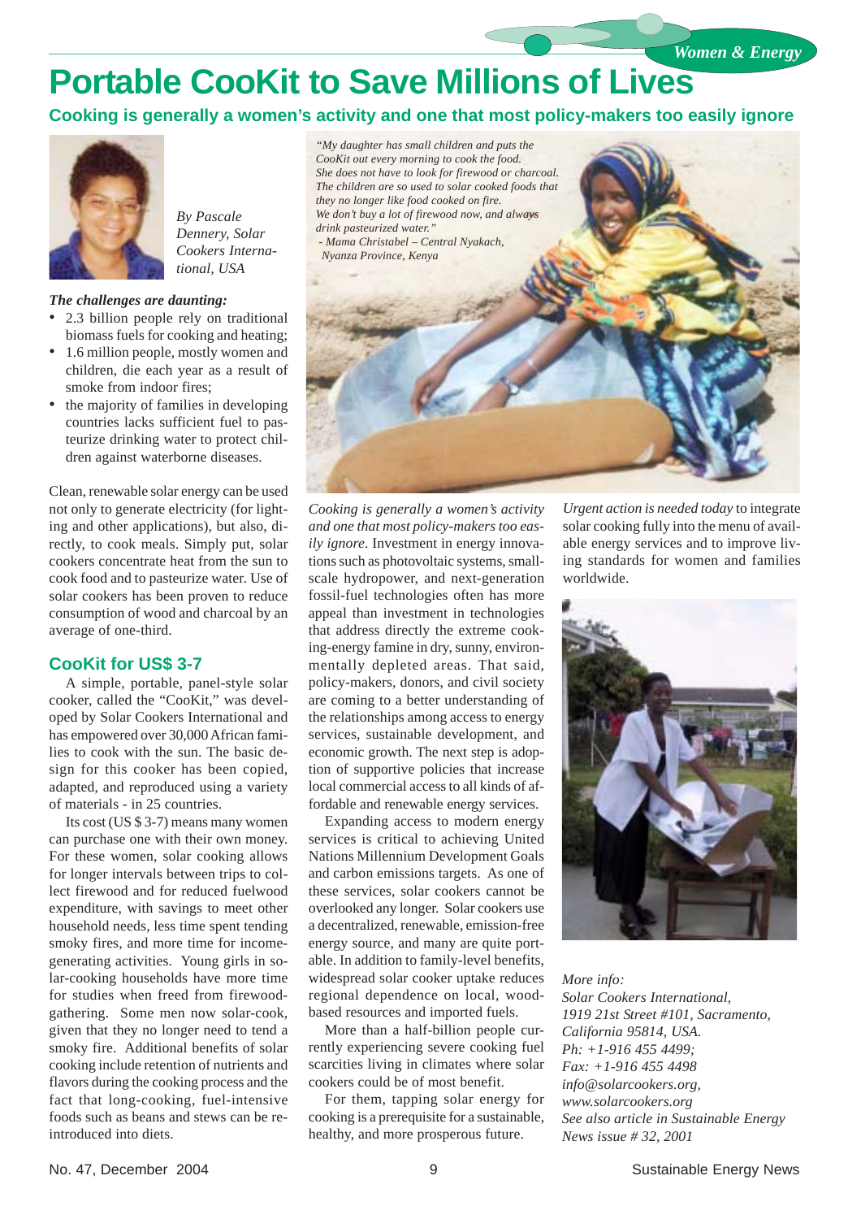# Portable CooKit to Save Millions of Lives

**Cooking is generally a women's activity and one that most policy-makers too easily ignore**

*By Pascale Dennery, Solar Cookers International, USA*

*"My daughter has small children and puts the CooKit out every morning to cook the food. She does not have to look for firewood or charcoal. The children are so used to solar cooked foods that they no longer like food cooked on fire. We don't buy a lot of firewood now, and always drink pasteurized water."*
*- Mama Christabel – Central Nyakach, Nyanza Province, Kenya*

***The challenges are daunting:***

- 2.3 billion people rely on traditional biomass fuels for cooking and heating;
- 1.6 million people, mostly women and children, die each year as a result of smoke from indoor fires;
- the majority of families in developing countries lacks sufficient fuel to pasteurize drinking water to protect children against waterborne diseases.

Clean, renewable solar energy can be used not only to generate electricity (for lighting and other applications), but also, directly, to cook meals. Simply put, solar cookers concentrate heat from the sun to cook food and to pasteurize water. Use of solar cookers has been proven to reduce consumption of wood and charcoal by an average of one-third.

## CooKit for US$ 3-7

A simple, portable, panel-style solar cooker, called the "CooKit," was developed by Solar Cookers International and has empowered over 30,000 African families to cook with the sun. The basic design for this cooker has been copied, adapted, and reproduced using a variety of materials - in 25 countries.

Its cost (US $ 3-7) means many women can purchase one with their own money. For these women, solar cooking allows for longer intervals between trips to collect firewood and for reduced fuelwood expenditure, with savings to meet other household needs, less time spent tending smoky fires, and more time for income-generating activities. Young girls in solar-cooking households have more time for studies when freed from firewood-gathering. Some men now solar-cook, given that they no longer need to tend a smoky fire. Additional benefits of solar cooking include retention of nutrients and flavors during the cooking process and the fact that long-cooking, fuel-intensive foods such as beans and stews can be re-introduced into diets.

*Cooking is generally a women's activity and one that most policy-makers too easily ignore*. Investment in energy innovations such as photovoltaic systems, small-scale hydropower, and next-generation fossil-fuel technologies often has more appeal than investment in technologies that address directly the extreme cooking-energy famine in dry, sunny, environmentally depleted areas. That said, policy-makers, donors, and civil society are coming to a better understanding of the relationships among access to energy services, sustainable development, and economic growth. The next step is adoption of supportive policies that increase local commercial access to all kinds of affordable and renewable energy services.

Expanding access to modern energy services is critical to achieving United Nations Millennium Development Goals and carbon emissions targets. As one of these services, solar cookers cannot be overlooked any longer. Solar cookers use a decentralized, renewable, emission-free energy source, and many are quite portable. In addition to family-level benefits, widespread solar cooker uptake reduces regional dependence on local, wood-based resources and imported fuels.

More than a half-billion people currently experiencing severe cooking fuel scarcities living in climates where solar cookers could be of most benefit.

For them, tapping solar energy for cooking is a prerequisite for a sustainable, healthy, and more prosperous future.

*Urgent action is needed today* to integrate solar cooking fully into the menu of available energy services and to improve living standards for women and families worldwide.

*More info:*
*Solar Cookers International,*
*1919 21st Street #101, Sacramento, California 95814, USA.*
*Ph: +1-916 455 4499;*
*Fax: +1-916 455 4498*
*info@solarcookers.org,*
*www.solarcookers.org*
*See also article in Sustainable Energy News issue # 32, 2001*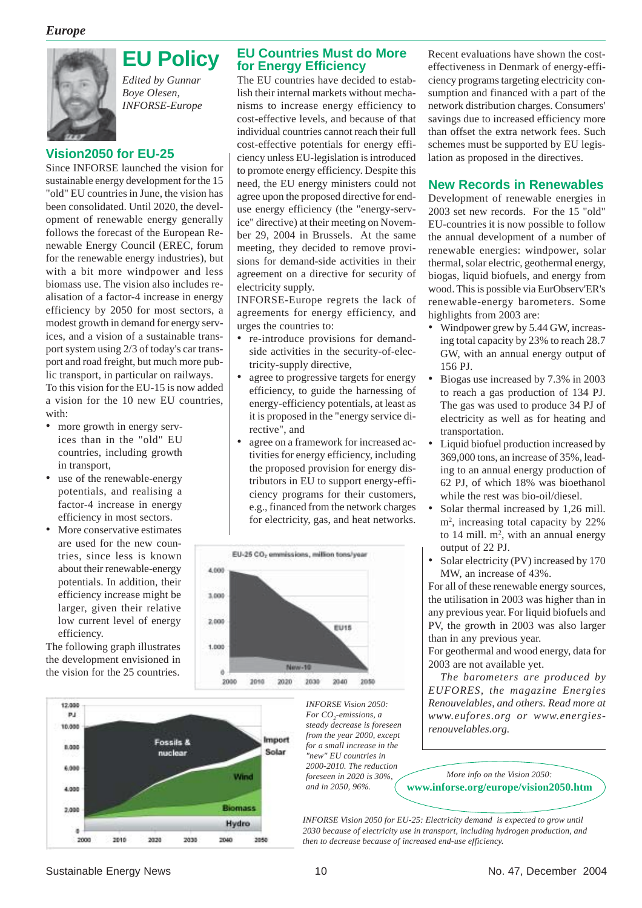# EU Policy

*Edited by Gunnar Boye Olesen, INFORSE-Europe*

## Vision2050 for EU-25

Since INFORSE launched the vision for sustainable energy development for the 15 "old" EU countries in June, the vision has been consolidated. Until 2020, the development of renewable energy generally follows the forecast of the European Renewable Energy Council (EREC, forum for the renewable energy industries), but with a bit more windpower and less biomass use. The vision also includes realisation of a factor-4 increase in energy efficiency by 2050 for most sectors, a modest growth in demand for energy services, and a vision of a sustainable transport system using 2/3 of today's car transport and road freight, but much more public transport, in particular on railways.

To this vision for the EU-15 is now added a vision for the 10 new EU countries, with:

- more growth in energy services than in the "old" EU countries, including growth in transport,
- use of the renewable-energy potentials, and realising a factor-4 increase in energy efficiency in most sectors.
- More conservative estimates are used for the new countries, since less is known about their renewable-energy potentials. In addition, their efficiency increase might be larger, given their relative low current level of energy efficiency.

The following graph illustrates the development envisioned in the vision for the 25 countries.

## EU Countries Must do More for Energy Efficiency

The EU countries have decided to establish their internal markets without mechanisms to increase energy efficiency to cost-effective levels, and because of that individual countries cannot reach their full cost-effective potentials for energy efficiency unless EU-legislation is introduced to promote energy efficiency. Despite this need, the EU energy ministers could not agree upon the proposed directive for end-use energy efficiency (the "energy-service" directive) at their meeting on November 29, 2004 in Brussels. At the same meeting, they decided to remove provisions for demand-side activities in their agreement on a directive for security of electricity supply.

INFORSE-Europe regrets the lack of agreements for energy efficiency, and urges the countries to:

- re-introduce provisions for demand-side activities in the security-of-electricity-supply directive,
- agree to progressive targets for energy efficiency, to guide the harnessing of energy-efficiency potentials, at least as it is proposed in the "energy service directive", and
- agree on a framework for increased activities for energy efficiency, including the proposed provision for energy distributors in EU to support energy-efficiency programs for their customers, e.g., financed from the network charges for electricity, gas, and heat networks.

Recent evaluations have shown the cost-effectiveness in Denmark of energy-efficiency programs targeting electricity consumption and financed with a part of the network distribution charges. Consumers' savings due to increased efficiency more than offset the extra network fees. Such schemes must be supported by EU legislation as proposed in the directives.

## New Records in Renewables

Development of renewable energies in 2003 set new records. For the 15 "old" EU-countries it is now possible to follow the annual development of a number of renewable energies: windpower, solar thermal, solar electric, geothermal energy, biogas, liquid biofuels, and energy from wood. This is possible via EurObserv'ER's renewable-energy barometers. Some highlights from 2003 are:

- Windpower grew by 5.44 GW, increasing total capacity by 23% to reach 28.7 GW, with an annual energy output of 156 PJ.
- Biogas use increased by 7.3% in 2003 to reach a gas production of 134 PJ. The gas was used to produce 34 PJ of electricity as well as for heating and transportation.
- Liquid biofuel production increased by 369,000 tons, an increase of 35%, leading to an annual energy production of 62 PJ, of which 18% was bioethanol while the rest was bio-oil/diesel.
- Solar thermal increased by 1,26 mill. $m^2$, increasing total capacity by 22% to 14 mill. $m^2$, with an annual energy output of 22 PJ.
- Solar electricity (PV) increased by 170 MW, an increase of 43%.

For all of these renewable energy sources, the utilisation in 2003 was higher than in any previous year. For liquid biofuels and PV, the growth in 2003 was also larger than in any previous year.

For geothermal and wood energy, data for 2003 are not available yet.

*The barometers are produced by EUFORES, the magazine Energies Renouvelables, and others. Read more at www.eufores.org or www.energies-renouvelables.org.*

EU-25 $CO_2$ emmissions, million tons/year

*INFORSE Vision 2050: For $CO_2$-emissions, a steady decrease is foreseen from the year 2000, except for a small increase in the "new" EU countries in 2000-2010. The reduction foreseen in 2020 is 30%, and in 2050, 96%.*

*INFORSE Vision 2050 for EU-25: Electricity demand is expected to grow until 2030 because of electricity use in transport, including hydrogen production, and then to decrease because of increased end-use efficiency.*

*More info on the Vision 2050:*
**www.inforse.org/europe/vision2050.htm**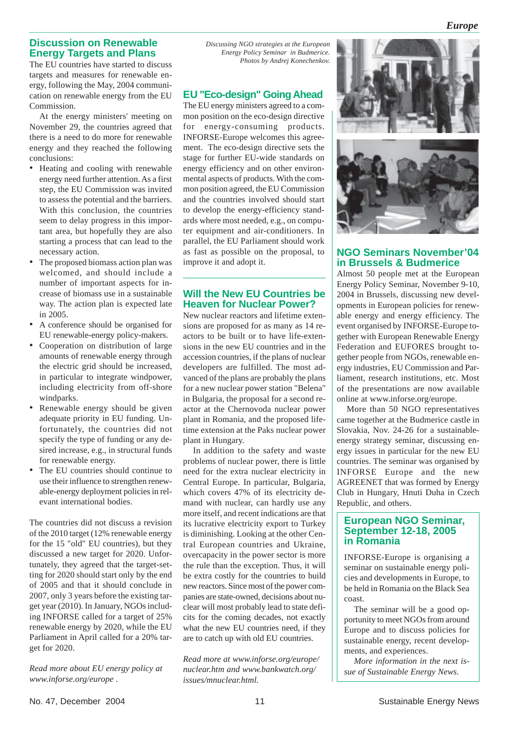## Discussion on Renewable Energy Targets and Plans

The EU countries have started to discuss targets and measures for renewable energy, following the May, 2004 communication on renewable energy from the EU Commission.

At the energy ministers' meeting on November 29, the countries agreed that there is a need to do more for renewable energy and they reached the following conclusions:

- Heating and cooling with renewable energy need further attention. As a first step, the EU Commission was invited to assess the potential and the barriers. With this conclusion, the countries seem to delay progress in this important area, but hopefully they are also starting a process that can lead to the necessary action.
- The proposed biomass action plan was welcomed, and should include a number of important aspects for increase of biomass use in a sustainable way. The action plan is expected late in 2005.
- A conference should be organised for EU renewable-energy policy-makers.
- Cooperation on distribution of large amounts of renewable energy through the electric grid should be increased, in particular to integrate windpower, including electricity from off-shore windparks.
- Renewable energy should be given adequate priority in EU funding. Unfortunately, the countries did not specify the type of funding or any desired increase, e.g., in structural funds for renewable energy.
- The EU countries should continue to use their influence to strengthen renewable-energy deployment policies in relevant international bodies.

The countries did not discuss a revision of the 2010 target (12% renewable energy for the 15 "old" EU countries), but they discussed a new target for 2020. Unfortunately, they agreed that the target-setting for 2020 should start only by the end of 2005 and that it should conclude in 2007, only 3 years before the existing target year (2010). In January, NGOs including INFORSE called for a target of 25% renewable energy by 2020, while the EU Parliament in April called for a 20% target for 2020.

*Read more about EU energy policy at www.inforse.org/europe .*

*Discussing NGO strategies at the European Energy Policy Seminar in Budmerice. Photos by Andrej Konechenkov.*

## EU "Eco-design" Going Ahead

The EU energy ministers agreed to a common position on the eco-design directive for energy-consuming products. INFORSE-Europe welcomes this agreement. The eco-design directive sets the stage for further EU-wide standards on energy efficiency and on other environmental aspects of products. With the common position agreed, the EU Commission and the countries involved should start to develop the energy-efficiency standards where most needed, e.g., on computer equipment and air-conditioners. In parallel, the EU Parliament should work as fast as possible on the proposal, to improve it and adopt it.

## Will the New EU Countries be Heaven for Nuclear Power?

New nuclear reactors and lifetime extensions are proposed for as many as 14 reactors to be built or to have life-extensions in the new EU countries and in the accession countries, if the plans of nuclear developers are fulfilled. The most advanced of the plans are probably the plans for a new nuclear power station "Belena" in Bulgaria, the proposal for a second reactor at the Chernovoda nuclear power plant in Romania, and the proposed lifetime extension at the Paks nuclear power plant in Hungary.

In addition to the safety and waste problems of nuclear power, there is little need for the extra nuclear electricity in Central Europe. In particular, Bulgaria, which covers 47% of its electricity demand with nuclear, can hardly use any more itself, and recent indications are that its lucrative electricity export to Turkey is diminishing. Looking at the other Central European countries and Ukraine, overcapacity in the power sector is more the rule than the exception. Thus, it will be extra costly for the countries to build new reactors. Since most of the power companies are state-owned, decisions about nuclear will most probably lead to state deficits for the coming decades, not exactly what the new EU countries need, if they are to catch up with old EU countries.

*Read more at www.inforse.org/europe/nuclear.htm and www.bankwatch.org/issues/mnuclear.html.*

## NGO Seminars November'04 in Brussels & Budmerice

Almost 50 people met at the European Energy Policy Seminar, November 9-10, 2004 in Brussels, discussing new developments in European policies for renewable energy and energy efficiency. The event organised by INFORSE-Europe together with European Renewable Energy Federation and EUFORES brought together people from NGOs, renewable energy industries, EU Commission and Parliament, research institutions, etc. Most of the presentations are now available online at www.inforse.org/europe.

More than 50 NGO representatives came together at the Budmerice castle in Slovakia, Nov. 24-26 for a sustainable-energy strategy seminar, discussing energy issues in particular for the new EU countries. The seminar was organised by INFORSE Europe and the new AGREENET that was formed by Energy Club in Hungary, Hnuti Duha in Czech Republic, and others.

## European NGO Seminar, September 12-18, 2005 in Romania

INFORSE-Europe is organising a seminar on sustainable energy policies and developments in Europe, to be held in Romania on the Black Sea coast.

The seminar will be a good opportunity to meet NGOs from around Europe and to discuss policies for sustainable energy, recent developments, and experiences.

*More information in the next issue of Sustainable Energy News.*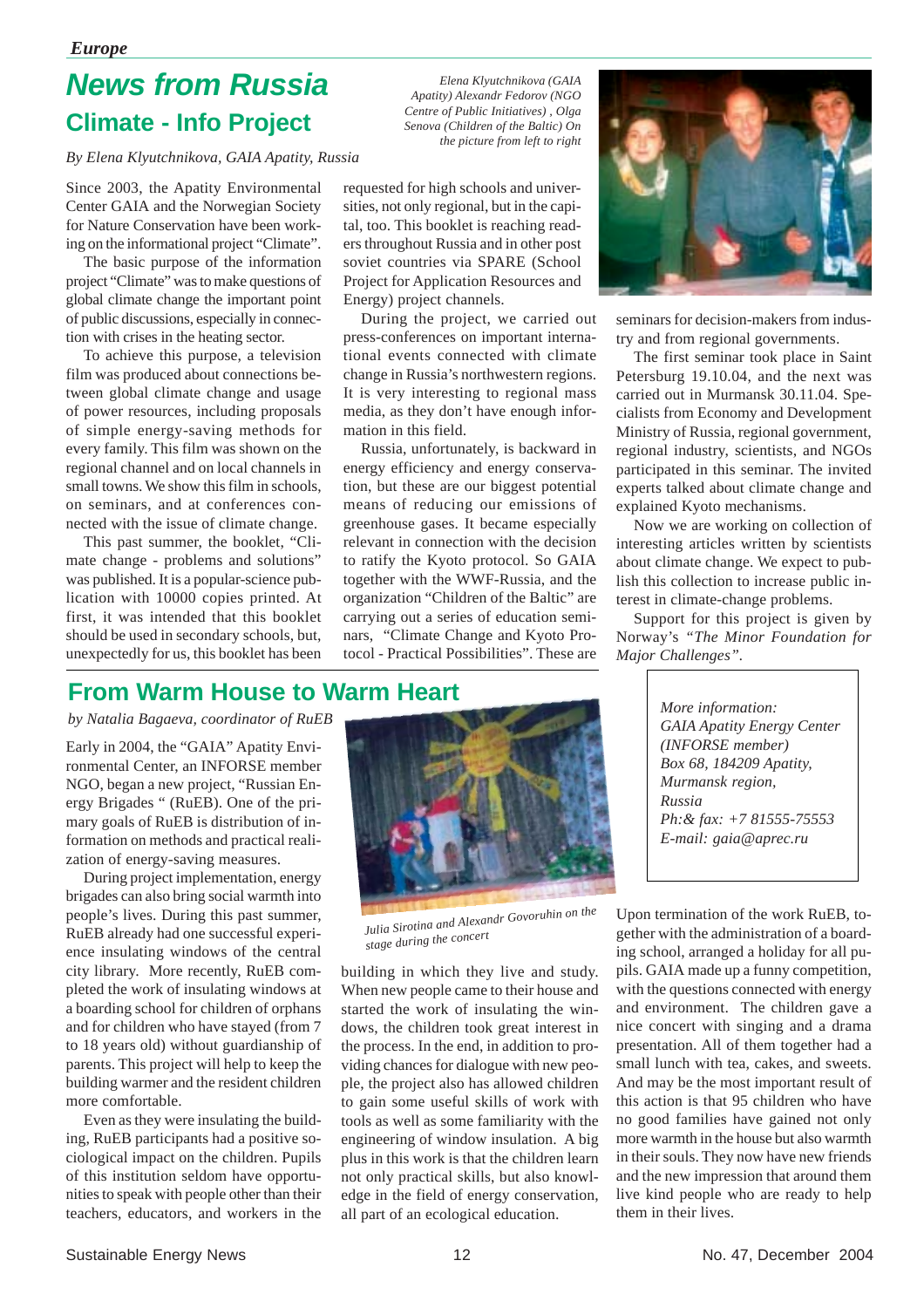*Europe*

# News from Russia

## Climate - Info Project

*By Elena Klyutchnikova, GAIA Apatity, Russia*

*Elena Klyutchnikova (GAIA Apatity) Alexandr Fedorov (NGO Centre of Public Initiatives) , Olga Senova (Children of the Baltic) On the picture from left to right*

Since 2003, the Apatity Environmental Center GAIA and the Norwegian Society for Nature Conservation have been working on the informational project "Climate".

The basic purpose of the information project "Climate" was to make questions of global climate change the important point of public discussions, especially in connection with crises in the heating sector.

To achieve this purpose, a television film was produced about connections between global climate change and usage of power resources, including proposals of simple energy-saving methods for every family. This film was shown on the regional channel and on local channels in small towns. We show this film in schools, on seminars, and at conferences connected with the issue of climate change.

This past summer, the booklet, "Climate change - problems and solutions" was published. It is a popular-science publication with 10000 copies printed. At first, it was intended that this booklet should be used in secondary schools, but, unexpectedly for us, this booklet has been requested for high schools and universities, not only regional, but in the capital, too. This booklet is reaching readers throughout Russia and in other post soviet countries via SPARE (School Project for Application Resources and Energy) project channels.

During the project, we carried out press-conferences on important international events connected with climate change in Russia's northwestern regions. It is very interesting to regional mass media, as they don't have enough information in this field.

Russia, unfortunately, is backward in energy efficiency and energy conservation, but these are our biggest potential means of reducing our emissions of greenhouse gases. It became especially relevant in connection with the decision to ratify the Kyoto protocol. So GAIA together with the WWF-Russia, and the organization "Children of the Baltic" are carrying out a series of education seminars, "Climate Change and Kyoto Protocol - Practical Possibilities". These are seminars for decision-makers from industry and from regional governments.

The first seminar took place in Saint Petersburg 19.10.04, and the next was carried out in Murmansk 30.11.04. Specialists from Economy and Development Ministry of Russia, regional government, regional industry, scientists, and NGOs participated in this seminar. The invited experts talked about climate change and explained Kyoto mechanisms.

Now we are working on collection of interesting articles written by scientists about climate change. We expect to publish this collection to increase public interest in climate-change problems.

Support for this project is given by Norway's *"The Minor Foundation for Major Challenges".*

## From Warm House to Warm Heart

*by Natalia Bagaeva, coordinator of RuEB*

Early in 2004, the "GAIA" Apatity Environmental Center, an INFORSE member NGO, began a new project, "Russian Energy Brigades " (RuEB). One of the primary goals of RuEB is distribution of information on methods and practical realization of energy-saving measures.

During project implementation, energy brigades can also bring social warmth into people's lives. During this past summer, RuEB already had one successful experience insulating windows of the central city library. More recently, RuEB completed the work of insulating windows at a boarding school for children of orphans and for children who have stayed (from 7 to 18 years old) without guardianship of parents. This project will help to keep the building warmer and the resident children more comfortable.

Even as they were insulating the building, RuEB participants had a positive sociological impact on the children. Pupils of this institution seldom have opportunities to speak with people other than their teachers, educators, and workers in the building in which they live and study. When new people came to their house and started the work of insulating the windows, the children took great interest in the process. In the end, in addition to providing chances for dialogue with new people, the project also has allowed children to gain some useful skills of work with tools as well as some familiarity with the engineering of window insulation. A big plus in this work is that the children learn not only practical skills, but also knowledge in the field of energy conservation, all part of an ecological education.

*Julia Sirotina and Alexandr Govoruhin on the stage during the concert*

Upon termination of the work RuEB, together with the administration of a boarding school, arranged a holiday for all pupils. GAIA made up a funny competition, with the questions connected with energy and environment. The children gave a nice concert with singing and a drama presentation. All of them together had a small lunch with tea, cakes, and sweets. And may be the most important result of this action is that 95 children who have no good families have gained not only more warmth in the house but also warmth in their souls. They now have new friends and the new impression that around them live kind people who are ready to help them in their lives.

*More information:*
*GAIA Apatity Energy Center (INFORSE member)*
*Box 68, 184209 Apatity, Murmansk region, Russia*
*Ph:& fax: +7 81555-75553*
*E-mail: gaia@aprec.ru*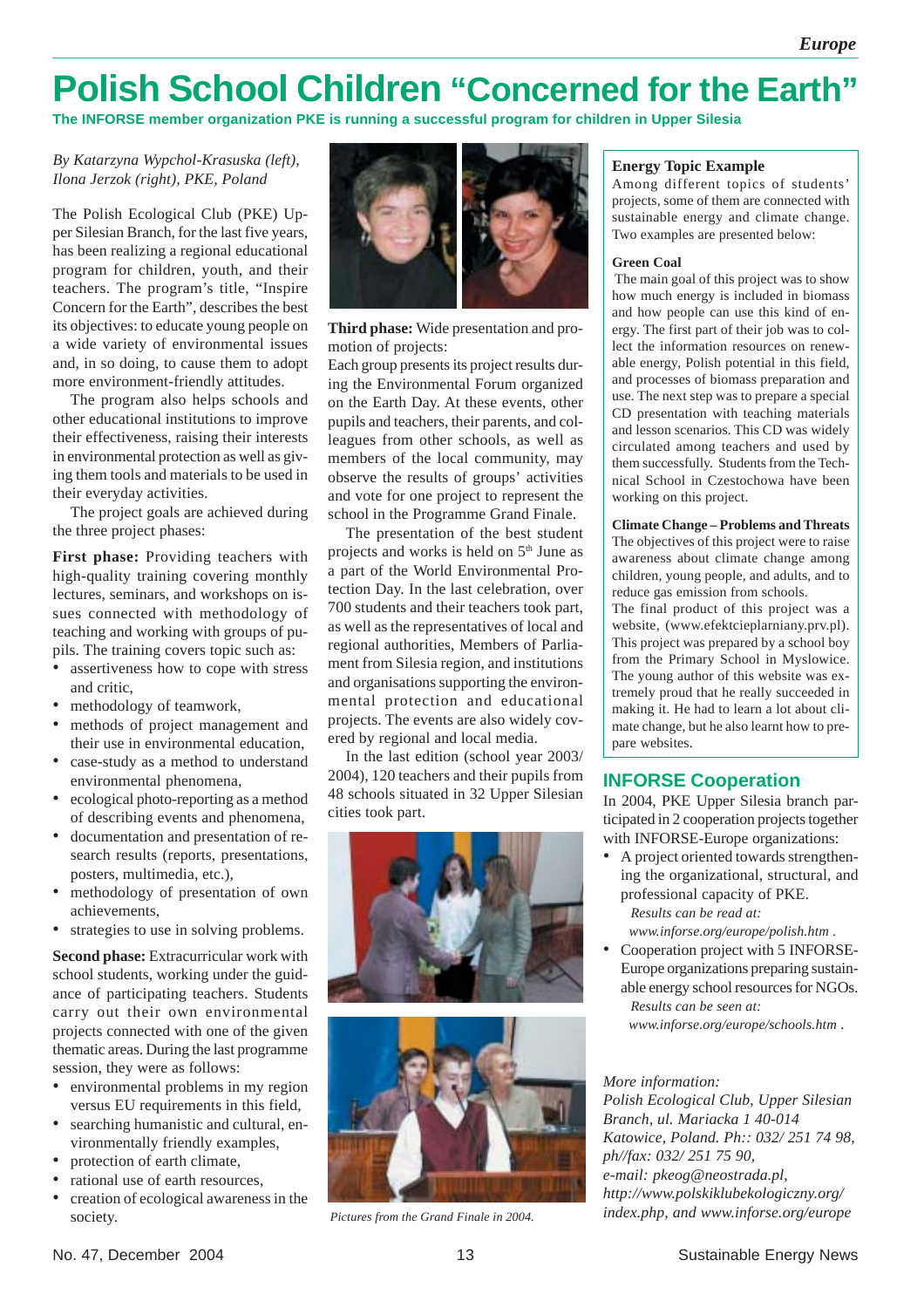# Polish School Children "Concerned for the Earth"

**The INFORSE member organization PKE is running a successful program for children in Upper Silesia**

*By Katarzyna Wypchol-Krasuska (left), Ilona Jerzok (right), PKE, Poland*

The Polish Ecological Club (PKE) Upper Silesian Branch, for the last five years, has been realizing a regional educational program for children, youth, and their teachers. The program's title, "Inspire Concern for the Earth", describes the best its objectives: to educate young people on a wide variety of environmental issues and, in so doing, to cause them to adopt more environment-friendly attitudes.

The program also helps schools and other educational institutions to improve their effectiveness, raising their interests in environmental protection as well as giving them tools and materials to be used in their everyday activities.

The project goals are achieved during the three project phases:

**First phase:** Providing teachers with high-quality training covering monthly lectures, seminars, and workshops on issues connected with methodology of teaching and working with groups of pupils. The training covers topic such as:

- assertiveness how to cope with stress and critic,
- methodology of teamwork,
- methods of project management and their use in environmental education,
- case-study as a method to understand environmental phenomena,
- ecological photo-reporting as a method of describing events and phenomena,
- documentation and presentation of research results (reports, presentations, posters, multimedia, etc.),
- methodology of presentation of own achievements,
- strategies to use in solving problems.

**Second phase:** Extracurricular work with school students, working under the guidance of participating teachers. Students carry out their own environmental projects connected with one of the given thematic areas. During the last programme session, they were as follows:

- environmental problems in my region versus EU requirements in this field,
- searching humanistic and cultural, environmentally friendly examples,
- protection of earth climate,
- rational use of earth resources,
- creation of ecological awareness in the society.

**Third phase:** Wide presentation and promotion of projects:

Each group presents its project results during the Environmental Forum organized on the Earth Day. At these events, other pupils and teachers, their parents, and colleagues from other schools, as well as members of the local community, may observe the results of groups' activities and vote for one project to represent the school in the Programme Grand Finale.

The presentation of the best student projects and works is held on 5th June as a part of the World Environmental Protection Day. In the last celebration, over 700 students and their teachers took part, as well as the representatives of local and regional authorities, Members of Parliament from Silesia region, and institutions and organisations supporting the environmental protection and educational projects. The events are also widely covered by regional and local media.

In the last edition (school year 2003/2004), 120 teachers and their pupils from 48 schools situated in 32 Upper Silesian cities took part.

*Pictures from the Grand Finale in 2004.*

### Energy Topic Example

Among different topics of students' projects, some of them are connected with sustainable energy and climate change. Two examples are presented below:

**Green Coal**

The main goal of this project was to show how much energy is included in biomass and how people can use this kind of energy. The first part of their job was to collect the information resources on renewable energy, Polish potential in this field, and processes of biomass preparation and use. The next step was to prepare a special CD presentation with teaching materials and lesson scenarios. This CD was widely circulated among teachers and used by them successfully. Students from the Technical School in Czestochowa have been working on this project.

**Climate Change – Problems and Threats**

The objectives of this project were to raise awareness about climate change among children, young people, and adults, and to reduce gas emission from schools.

The final product of this project was a website, (www.efektcieplarniany.prv.pl). This project was prepared by a school boy from the Primary School in Myslowice. The young author of this website was extremely proud that he really succeeded in making it. He had to learn a lot about climate change, but he also learnt how to prepare websites.

## INFORSE Cooperation

In 2004, PKE Upper Silesia branch participated in 2 cooperation projects together with INFORSE-Europe organizations:

- A project oriented towards strengthening the organizational, structural, and professional capacity of PKE.
  *Results can be read at: www.inforse.org/europe/polish.htm .*
- Cooperation project with 5 INFORSE-Europe organizations preparing sustainable energy school resources for NGOs.
  *Results can be seen at: www.inforse.org/europe/schools.htm .*

*More information:*
*Polish Ecological Club, Upper Silesian Branch, ul. Mariacka 1 40-014 Katowice, Poland. Ph:: 032/ 251 74 98, ph//fax: 032/ 251 75 90, e-mail: pkeog@neostrada.pl, http://www.polskiklubekologiczny.org/index.php, and www.inforse.org/europe*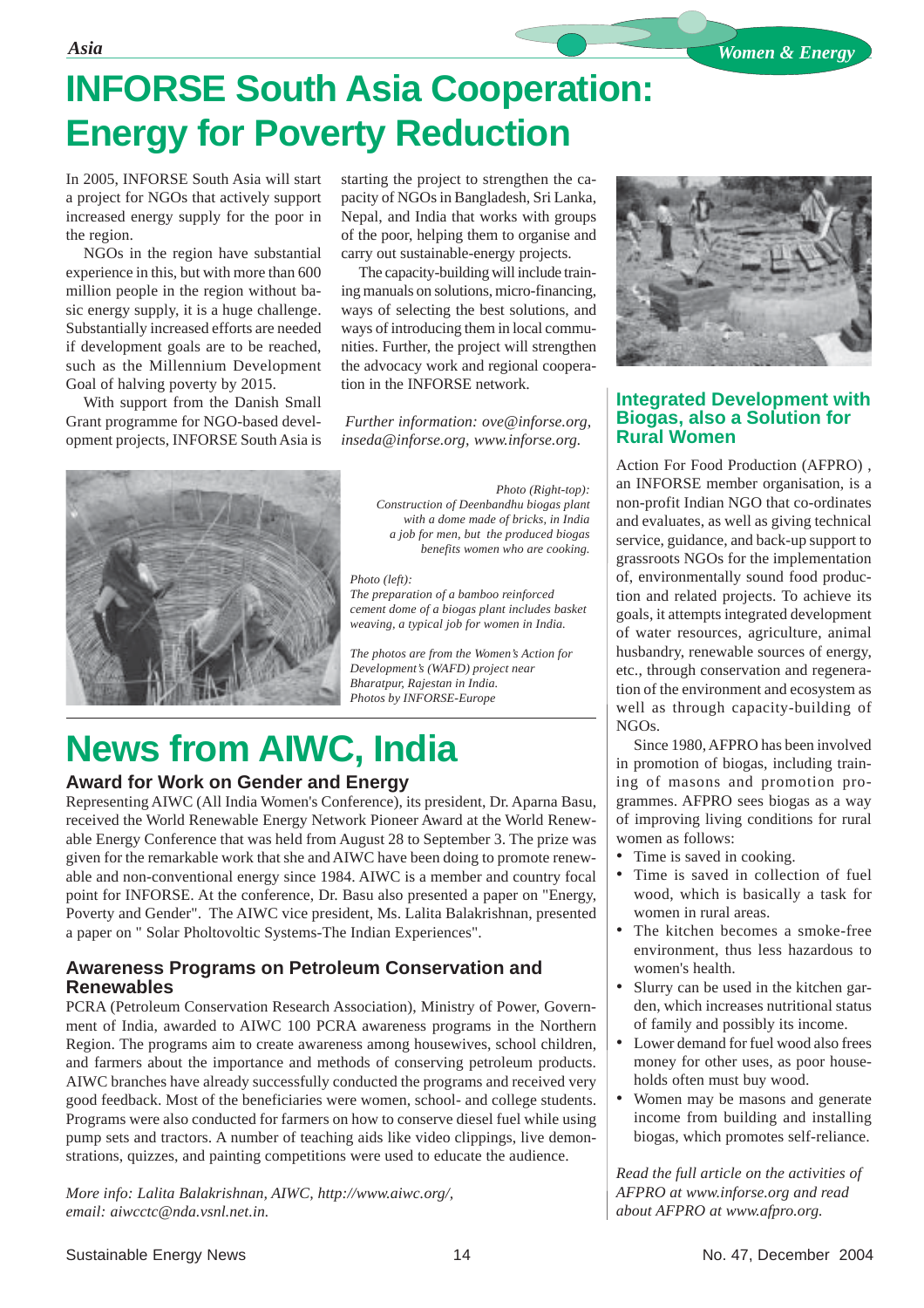# INFORSE South Asia Cooperation: Energy for Poverty Reduction

In 2005, INFORSE South Asia will start a project for NGOs that actively support increased energy supply for the poor in the region.

NGOs in the region have substantial experience in this, but with more than 600 million people in the region without basic energy supply, it is a huge challenge. Substantially increased efforts are needed if development goals are to be reached, such as the Millennium Development Goal of halving poverty by 2015.

With support from the Danish Small Grant programme for NGO-based development projects, INFORSE South Asia is starting the project to strengthen the capacity of NGOs in Bangladesh, Sri Lanka, Nepal, and India that works with groups of the poor, helping them to organise and carry out sustainable-energy projects.

The capacity-building will include training manuals on solutions, micro-financing, ways of selecting the best solutions, and ways of introducing them in local communities. Further, the project will strengthen the advocacy work and regional cooperation in the INFORSE network.

*Further information: ove@inforse.org, inseda@inforse.org, www.inforse.org.*

*Photo (Right-top): Construction of Deenbandhu biogas plant with a dome made of bricks, in India a job for men, but the produced biogas benefits women who are cooking.*

*Photo (left): The preparation of a bamboo reinforced cement dome of a biogas plant includes basket weaving, a typical job for women in India.*

*The photos are from the Women's Action for Development's (WAFD) project near Bharatpur, Rajestan in India. Photos by INFORSE-Europe*

# News from AIWC, India

### Award for Work on Gender and Energy

Representing AIWC (All India Women's Conference), its president, Dr. Aparna Basu, received the World Renewable Energy Network Pioneer Award at the World Renewable Energy Conference that was held from August 28 to September 3. The prize was given for the remarkable work that she and AIWC have been doing to promote renewable and non-conventional energy since 1984. AIWC is a member and country focal point for INFORSE. At the conference, Dr. Basu also presented a paper on "Energy, Poverty and Gender". The AIWC vice president, Ms. Lalita Balakrishnan, presented a paper on " Solar Pholtovoltic Systems-The Indian Experiences".

### Awareness Programs on Petroleum Conservation and Renewables

PCRA (Petroleum Conservation Research Association), Ministry of Power, Government of India, awarded to AIWC 100 PCRA awareness programs in the Northern Region. The programs aim to create awareness among housewives, school children, and farmers about the importance and methods of conserving petroleum products. AIWC branches have already successfully conducted the programs and received very good feedback. Most of the beneficiaries were women, school- and college students. Programs were also conducted for farmers on how to conserve diesel fuel while using pump sets and tractors. A number of teaching aids like video clippings, live demonstrations, quizzes, and painting competitions were used to educate the audience.

*More info: Lalita Balakrishnan, AIWC, http://www.aiwc.org/, email: aiwcctc@nda.vsnl.net.in.*

## Integrated Development with Biogas, also a Solution for Rural Women

Action For Food Production (AFPRO) , an INFORSE member organisation, is a non-profit Indian NGO that co-ordinates and evaluates, as well as giving technical service, guidance, and back-up support to grassroots NGOs for the implementation of, environmentally sound food production and related projects. To achieve its goals, it attempts integrated development of water resources, agriculture, animal husbandry, renewable sources of energy, etc., through conservation and regeneration of the environment and ecosystem as well as through capacity-building of NGOs.

Since 1980, AFPRO has been involved in promotion of biogas, including training of masons and promotion programmes. AFPRO sees biogas as a way of improving living conditions for rural women as follows:

- Time is saved in cooking.
- Time is saved in collection of fuel wood, which is basically a task for women in rural areas.
- The kitchen becomes a smoke-free environment, thus less hazardous to women's health.
- Slurry can be used in the kitchen garden, which increases nutritional status of family and possibly its income.
- Lower demand for fuel wood also frees money for other uses, as poor households often must buy wood.
- Women may be masons and generate income from building and installing biogas, which promotes self-reliance.

*Read the full article on the activities of AFPRO at www.inforse.org and read about AFPRO at www.afpro.org.*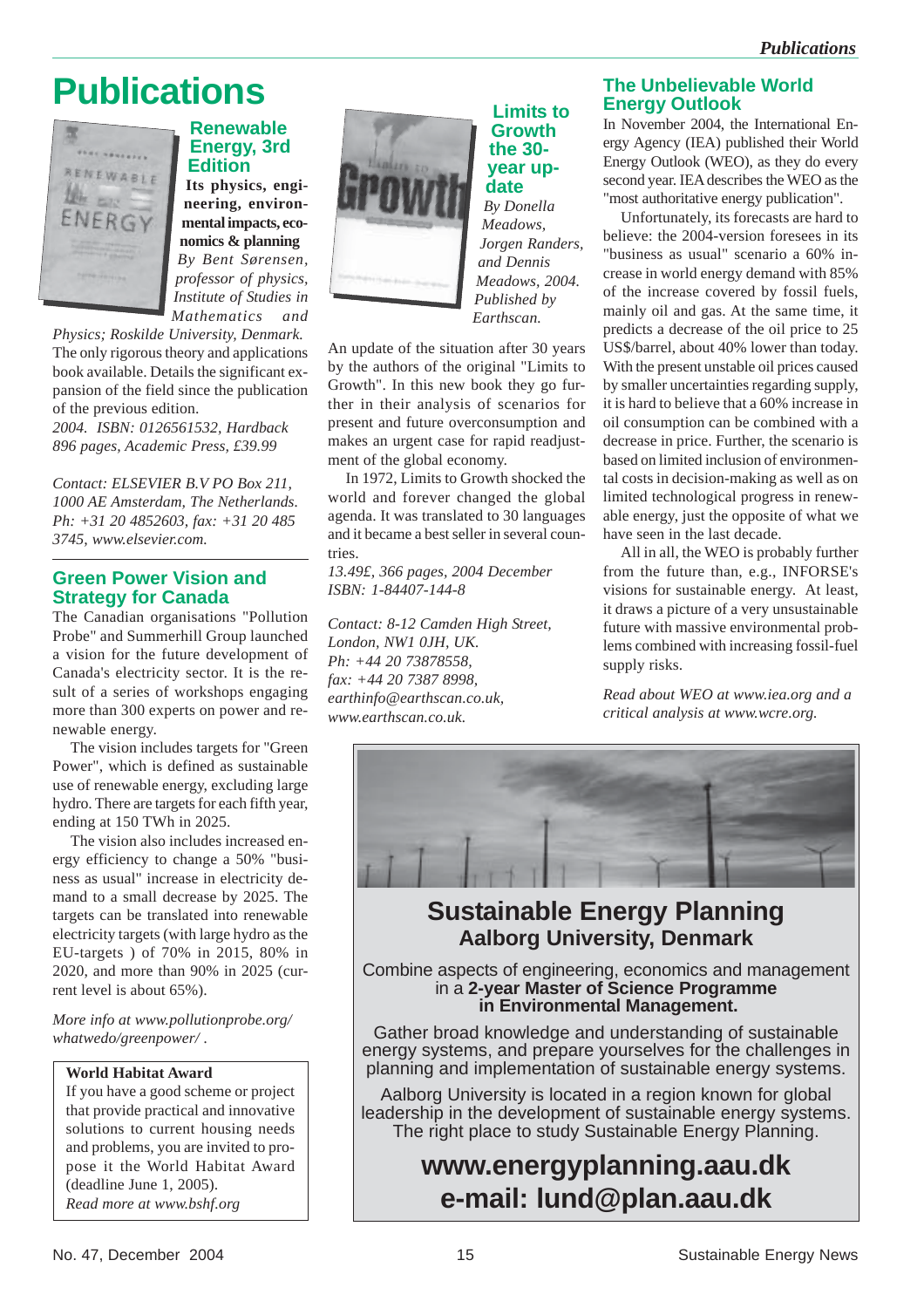# Publications

## Renewable Energy, 3rd Edition

**Its physics, engineering, environmental impacts, economics & planning**

*By Bent Sørensen, professor of physics, Institute of Studies in Mathematics and Physics; Roskilde University, Denmark.*

The only rigorous theory and applications book available. Details the significant expansion of the field since the publication of the previous edition.

*2004. ISBN: 0126561532, Hardback 896 pages, Academic Press, £39.99*

*Contact: ELSEVIER B.V PO Box 211, 1000 AE Amsterdam, The Netherlands. Ph: +31 20 4852603, fax: +31 20 485 3745, www.elsevier.com.*

## Green Power Vision and Strategy for Canada

The Canadian organisations "Pollution Probe" and Summerhill Group launched a vision for the future development of Canada's electricity sector. It is the result of a series of workshops engaging more than 300 experts on power and renewable energy.

The vision includes targets for "Green Power", which is defined as sustainable use of renewable energy, excluding large hydro. There are targets for each fifth year, ending at 150 TWh in 2025.

The vision also includes increased energy efficiency to change a 50% "business as usual" increase in electricity demand to a small decrease by 2025. The targets can be translated into renewable electricity targets (with large hydro as the EU-targets ) of 70% in 2015, 80% in 2020, and more than 90% in 2025 (current level is about 65%).

*More info at www.pollutionprobe.org/whatwedo/greenpower/ .*

**World Habitat Award**

If you have a good scheme or project that provide practical and innovative solutions to current housing needs and problems, you are invited to propose it the World Habitat Award (deadline June 1, 2005).

*Read more at www.bshf.org*

## Limits to Growth the 30-year update

*By Donella Meadows, Jorgen Randers, and Dennis Meadows, 2004. Published by Earthscan.*

An update of the situation after 30 years by the authors of the original "Limits to Growth". In this new book they go further in their analysis of scenarios for present and future overconsumption and makes an urgent case for rapid readjustment of the global economy.

In 1972, Limits to Growth shocked the world and forever changed the global agenda. It was translated to 30 languages and it became a best seller in several countries.

*13.49£, 366 pages, 2004 December ISBN: 1-84407-144-8*

*Contact: 8-12 Camden High Street, London, NW1 0JH, UK. Ph: +44 20 73878558, fax: +44 20 7387 8998, earthinfo@earthscan.co.uk, www.earthscan.co.uk.*

## The Unbelievable World Energy Outlook

In November 2004, the International Energy Agency (IEA) published their World Energy Outlook (WEO), as they do every second year. IEA describes the WEO as the "most authoritative energy publication".

Unfortunately, its forecasts are hard to believe: the 2004-version foresees in its "business as usual" scenario a 60% increase in world energy demand with 85% of the increase covered by fossil fuels, mainly oil and gas. At the same time, it predicts a decrease of the oil price to 25 US$/barrel, about 40% lower than today. With the present unstable oil prices caused by smaller uncertainties regarding supply, it is hard to believe that a 60% increase in oil consumption can be combined with a decrease in price. Further, the scenario is based on limited inclusion of environmental costs in decision-making as well as on limited technological progress in renewable energy, just the opposite of what we have seen in the last decade.

All in all, the WEO is probably further from the future than, e.g., INFORSE's visions for sustainable energy. At least, it draws a picture of a very unsustainable future with massive environmental problems combined with increasing fossil-fuel supply risks.

*Read about WEO at www.iea.org and a critical analysis at www.wcre.org.*

## Sustainable Energy Planning
### Aalborg University, Denmark

Combine aspects of engineering, economics and management in a **2-year Master of Science Programme in Environmental Management.**

Gather broad knowledge and understanding of sustainable energy systems, and prepare yourselves for the challenges in planning and implementation of sustainable energy systems.

Aalborg University is located in a region known for global leadership in the development of sustainable energy systems. The right place to study Sustainable Energy Planning.

**www.energyplanning.aau.dk**
**e-mail: lund@plan.aau.dk**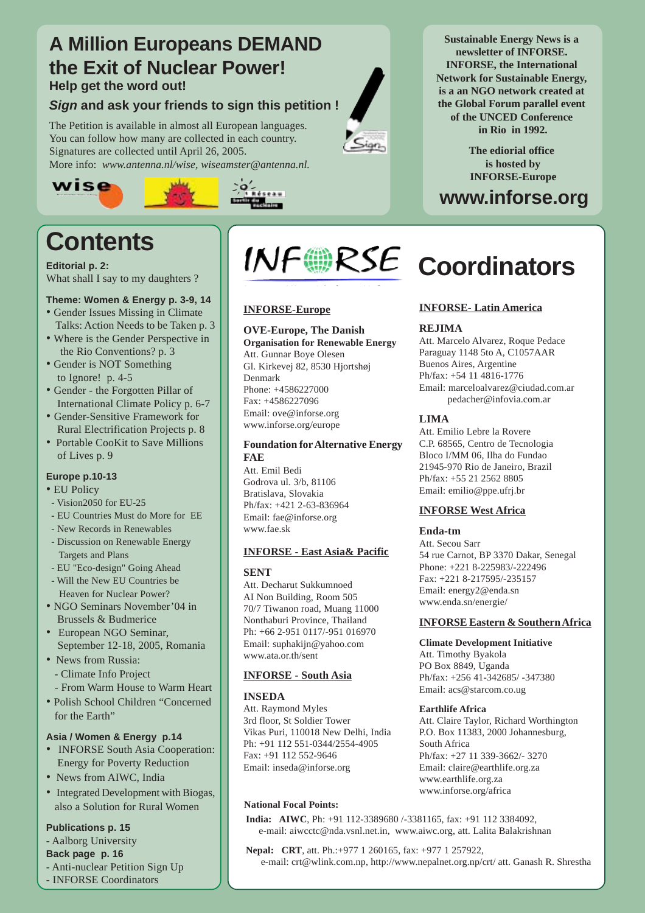## A Million Europeans DEMAND the Exit of Nuclear Power!

**Help get the word out!**

***Sign*** **and ask your friends to sign this petition !**

The Petition is available in almost all European languages. You can follow how many are collected in each country. Signatures are collected until April 26, 2005.
More info: *www.antenna.nl/wise, wiseamster@antenna.nl.*

**Sustainable Energy News is a newsletter of INFORSE. INFORSE, the International Network for Sustainable Energy, is a an NGO network created at the Global Forum parallel event of the UNCED Conference in Rio in 1992.**

**The ediorial office is hosted by INFORSE-Europe**

**www.inforse.org**

# Contents

**Editorial p. 2:**
What shall I say to my daughters ?

**Theme: Women & Energy p. 3-9, 14**

- Gender Issues Missing in Climate Talks: Action Needs to be Taken p. 3
- Where is the Gender Perspective in the Rio Conventions? p. 3
- Gender is NOT Something to Ignore! p. 4-5
- Gender - the Forgotten Pillar of International Climate Policy p. 6-7
- Gender-Sensitive Framework for Rural Electrification Projects p. 8
- Portable CooKit to Save Millions of Lives p. 9

**Europe p.10-13**

- EU Policy
  - Vision2050 for EU-25
  - EU Countries Must do More for EE
  - New Records in Renewables
  - Discussion on Renewable Energy Targets and Plans
  - EU "Eco-design" Going Ahead
  - Will the New EU Countries be Heaven for Nuclear Power?
- NGO Seminars November'04 in Brussels & Budmerice
- European NGO Seminar, September 12-18, 2005, Romania
- News from Russia:
  - Climate Info Project
  - From Warm House to Warm Heart
- Polish School Children "Concerned for the Earth"

**Asia / Women & Energy p.14**

- INFORSE South Asia Cooperation: Energy for Poverty Reduction
- News from AIWC, India
- Integrated Development with Biogas, also a Solution for Rural Women

**Publications p. 15**
- Aalborg University

**Back page p. 16**
- Anti-nuclear Petition Sign Up
- INFORSE Coordinators

# INFORSE Coordinators

**INFORSE-Europe**

**OVE-Europe, The Danish Organisation for Renewable Energy**
Att. Gunnar Boye Olesen
Gl. Kirkevej 82, 8530 Hjortshøj
Denmark
Phone: +4586227000
Fax: +4586227096
Email: ove@inforse.org
www.inforse.org/europe

**Foundation for Alternative Energy FAE**
Att. Emil Bedi
Godrova ul. 3/b, 81106
Bratislava, Slovakia
Ph/fax: +421 2-63-836964
Email: fae@inforse.org
www.fae.sk

**INFORSE - East Asia& Pacific**

**SENT**
Att. Decharut Sukkumnoed
AI Non Building, Room 505
70/7 Tiwanon road, Muang 11000
Nonthaburi Province, Thailand
Ph: +66 2-951 0117/-951 016970
Email: suphakijn@yahoo.com
www.ata.or.th/sent

**INFORSE - South Asia**

**INSEDA**
Att. Raymond Myles
3rd floor, St Soldier Tower
Vikas Puri, 110018 New Delhi, India
Ph: +91 112 551-0344/2554-4905
Fax: +91 112 552-9646
Email: inseda@inforse.org

**INFORSE- Latin America**

**REJIMA**
Att. Marcelo Alvarez, Roque Pedace
Paraguay 1148 5to A, C1057AAR
Buenos Aires, Argentine
Ph/fax: +54 11 4816-1776
Email: marceloalvarez@ciudad.com.ar
pedacher@infovia.com.ar

**LIMA**
Att. Emilio Lebre la Rovere
C.P. 68565, Centro de Tecnologia
Bloco I/MM 06, Ilha do Fundao
21945-970 Rio de Janeiro, Brazil
Ph/fax: +55 21 2562 8805
Email: emilio@ppe.ufrj.br

**INFORSE West Africa**

**Enda-tm**
Att. Secou Sarr
54 rue Carnot, BP 3370 Dakar, Senegal
Phone: +221 8-225983/-222496
Fax: +221 8-217595/-235157
Email: energy2@enda.sn
www.enda.sn/energie/

**INFORSE Eastern & Southern Africa**

**Climate Development Initiative**
Att. Timothy Byakola
PO Box 8849, Kampala, Uganda
Ph/fax: +256 41-342685/ -347380
Email: acs@starcom.co.ug

**Earthlife Africa**
Att. Claire Taylor, Richard Worthington
P.O. Box 11383, 2000 Johannesburg,
South Africa
Ph/fax: +27 11 339-3662/- 3270
Email: claire@earthlife.org.za
www.earthlife.org.za
www.inforse.org/africa

**National Focal Points:**

**India: AIWC**, Ph: +91 112-3389680 /-3381165, fax: +91 112 3384092, e-mail: aiwcctc@nda.vsnl.net.in, www.aiwc.org, att. Lalita Balakrishnan

**Nepal: CRT**, att. Ph.:+977 1 260165, fax: +977 1 257922, e-mail: crt@wlink.com.np, http://www.nepalnet.org.np/crt/ att. Ganash R. Shrestha